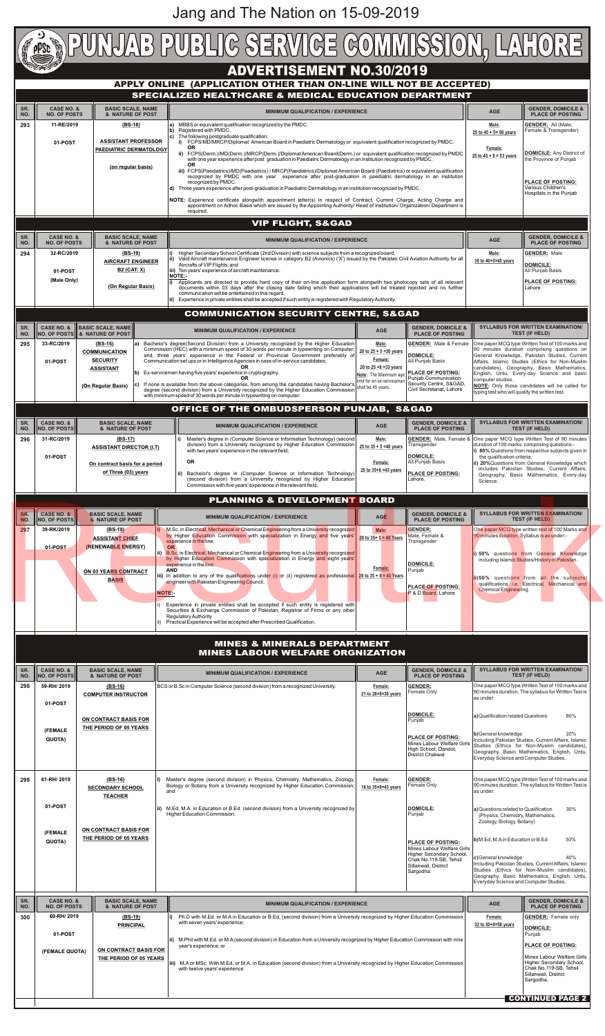Jang and The Nation on 15-09-2019

# PUNJAB PUBLIC SERVICE COMMISSION, LAHORE

## ADVERTISEMENT NO.30/2019

### APPLY ONLINE (APPLICATION OTHER THAN ON-LINE WILL NOT BE ACCEPTED)

### SPECIALIZED HEALTHCARE & MEDICAL EDUCATION DEPARTMENT

| SR. NO. | CASE NO. & NO. OF POSTS | BASIC SCALE, NAME & NATURE OF POST | MINIMUM QUALIFICATION / EXPERIENCE | AGE | GENDER, DOMICILE & PLACE OF POSTING |
|---|---|---|---|---|---|
| 293 | 11-RE/2019<br><br>01-POST | (BS-18)<br><br>ASSISTANT PROFESSOR PAEDIATRIC DERMATOLOGY<br><br>(on regular basis) | a) MBBS or equivalent qualification recognized by the PMDC.<br>b) Registered with PMDC.<br>c) The following postgraduate qualification:<br>i) FCPS/MD/MRCP/Diplomat American Board in Paediatric Dermatology or equivalent qualification recognized by PMDC.<br>OR<br>ii) FCPS(Derm.)/MD(Derm.)/MRCP(Derm.)/Diplomat American Board(Derm.) or equivalent qualification recognized by PMDC with one year experience after post graduation in Paediatric Dermatology in an institution recognized by PMDC.<br>OR<br>iii) FCPS(Paediatrics)/MD(Paediatrics) / MRCP(Paediatrics)/Diplomat American Board (Paediatrics) or equivalent qualification recognized by PMDC with one year experience after post-graduation in paediatric dermatology in an institution recognized by PMDC.<br>d) Three years experience after post-graduation in Paediatric Dermatology in an institution recognized by PMDC.<br><br>NOTE: Experience certificate alongwith appointment letter(s) in respect of Contract, Current Charge, Acting Charge and appointment on Adhoc Basis which are issued by the Appointing Authority/ Head of Institution/ Organization/ Department is required. | Male:<br>25 to 45 + 5= 50 years<br><br>Female:<br>25 to 45 + 8 = 53 years | GENDER: All (Male, Female & Transgender)<br><br>DOMICILE: Any District of the Province of Punjab<br><br>PLACE OF POSTING: Various Children's Hospitals in the Punjab |

### VIP FLIGHT, S&GAD

| SR. NO. | CASE NO. & NO. OF POSTS | BASIC SCALE, NAME & NATURE OF POST | MINIMUM QUALIFICATION / EXPERIENCE | AGE | GENDER, DOMICILE & PLACE OF POSTING |
|---|---|---|---|---|---|
| 294 | 32-RC/2019<br><br>01-POST<br><br>(Male Only) | (BS-19)<br>AIRCRAFT ENGINEER<br>B2 (CAT: X)<br><br>(On Regular Basis) | i) Higher Secondary School Certificate (2nd Division) with science subjects from a recognized board;<br>ii) Valid Aircraft maintenance Engineer license in category B2 (Avionics) ('X') issued by the Pakistan Civil Aviation Authority for all Aircrafts of VIP Flights; and<br>iii) Ten years' experience of aircraft maintenance.<br>NOTE:-<br>i) Applicants are directed to provide hard copy of their on-line application form alongwith two photocopy sets of all relevant documents within 03 days after the closing date failing which their applications will be treated rejected and no further communication will be entertained in this regard.<br>ii) Experience in private entities shall be accepted if such entity is registered with Regulatory Authority. | Male:<br>30 to 40+5=45 years | GENDER: Male<br><br>DOMICILE: All Punjab Basis<br><br>PLACE OF POSTING: Lahore |

### COMMUNICATION SECURITY CENTRE, S&GAD

| SR. NO. | CASE NO. & NO. OF POSTS | BASIC SCALE, NAME & NATURE OF POST | MINIMUM QUALIFICATION / EXPERIENCE | AGE | GENDER, DOMICILE & PLACE OF POSTING | SYLLABUS FOR WRITTEN EXAMINATION/ TEST (IF HELD) |
|---|---|---|---|---|---|---|
| 295 | 33-RC/2019<br><br>01-POST | (BS-16)<br>COMMUNICATION SECURITY ASSISTANT<br><br>(On Regular Basis) | a) Bachelor's degree(Second Division) from a University recognized by the Higher Education Commission (HEC) with a minimum speed of 30 words per minute in typewriting on Computer; and, three years' experience in the Federal or Provincial Government preferably of Communication set ups or in Intelligence Agencies in case of in-service candidates;<br>OR<br>b) Ex-servicemen having five years' experience in cryptography.<br>OR<br>c) If none is available from the above categories, from among the candidates having Bachelor's degree (second division) from a University recognized by the Higher Education Commission with minimum speed of 30 words per minute in typewriting on computer. | Male:<br>20 to 25 + 5 =30 years<br>Female:<br>20 to 25 +8 =33 years<br>Note: The Maximum age limit for an ex-serviceman shall be 45 years. | GENDER: Male & Female<br><br>DOMICILE: All Punjab Basis<br><br>PLACE OF POSTING: Punjab Communication Security Centre, S&GAD, Civil Secretariat, Lahore | One paper MCQ type Written Test of 100 marks and 90 minutes duration comprising questions on General Knowledge, Pakistan Studies, Current Affairs, Islamic Studies (Ethics for Non-Muslim candidates), Geography, Basic Mathematics, English, Urdu, Every-day Science and basic computer studies.<br>NOTE: Only those candidates will be called for typing test who will qualify the written test. |

### OFFICE OF THE OMBUDSPERSON PUNJAB, S&GAD

| SR. NO. | CASE NO. & NO. OF POSTS | BASIC SCALE, NAME & NATURE OF POST | MINIMUM QUALIFICATION / EXPERIENCE | AGE | GENDER, DOMICILE & PLACE OF POSTING | SYLLABUS FOR WRITTEN EXAMINATION/ TEST (IF HELD) |
|---|---|---|---|---|---|---|
| 296 | 31-RC/2019<br><br>01-POST | (BS-17)<br>ASSISTANT DIRECTOR (I.T)<br><br>On contract basis for a period of Three (03) years | i) Master's degree in (Computer Science or Information Technology) (second division) from a University recognized by Higher Education Commission with two years' experience in the relevant field;<br>OR<br>ii) Bachelor's degree in (Computer Science or Information Technology) (second division) from a University recognized by Higher Education Commission with five years' experience in the relevant field. | Male:<br>25 to 35 + 5 =40 years<br><br>Female:<br>25 to 35+8 =43 years | GENDER: Male, Female & Transgender<br><br>DOMICILE: All Punjab Basis<br><br>PLACE OF POSTING: Lahore. | One paper MCQ type Written Test of 90 minutes duration of 100 marks comprising questions:-<br>i) 80% Questions from respective subjects given in the qualification criteria.<br>ii) 20% Questions from General Knowledge which includes Pakistan Studies, Current Affairs, Geography, Basic Mathematics, Every-day Science. |

### PLANNING & DEVELOPMENT BOARD

| SR. NO. | CASE NO. & NO. OF POSTS | BASIC SCALE, NAME & NATURE OF POST | MINIMUM QUALIFICATION / EXPERIENCE | AGE | GENDER, DOMICILE & PLACE OF POSTING | SYLLABUS FOR WRITTEN EXAMINATION/ TEST (IF HELD) |
|---|---|---|---|---|---|---|
| 297 | 39-RK/2019<br><br>01-POST | (BS-18)<br>ASSISTANT CHIEF (RENEWABLE ENERGY)<br><br>ON 03 YEARS CONTRACT BASIS | i) M.Sc. in Electrical, Mechanical or Chemical Engineering from a University recognized by Higher Education Commission with specialization in Energy and five years' experience in the line;<br>OR<br>ii) B.Sc. in Electrical, Mechanical or Chemical Engineering from a University recognized by Higher Education Commission with specialization in Energy and eight years' experience in the line;<br>AND<br>iii) In addition to any of the qualifications under (i) or (ii) registered as professional engineer with Pakistan Engineering Council.<br><br>NOTE:-<br>i) Experience in private entities shall be accepted if such entity is registered with Securities & Exchange Commission of Pakistan, Registrar of Firms or any other Regulatory Authority<br>ii) Practical Experience will be accepted after Prescribed Qualification. | Male:<br>28 to 35+ 5 = 40 Years<br><br>Female:<br>28 to 35 + 8 = 43 Years | GENDER: Male, Female & Transgender<br><br>DOMICILE: Punjab<br><br>PLACE OF POSTING: P & D Board, Lahore | One paper MCQ type written test of 100 Marks and 90 minutes duration. Syllabus is as under:-<br><br>i) 50% questions from General Knowledge including Islamic Studies/History of Pakistan.<br><br>ii) 50% questions from all the subjects/ qualifications i.e. Electrical, Mechanical and Chemical Engineering. |

### MINES & MINERALS DEPARTMENT
### MINES LABOUR WELFARE ORGNIZATION

| SR. NO. | CASE NO. & NO. OF POSTS | BASIC SCALE, NAME & NATURE OF POST | MINIMUM QUALIFICATION / EXPERIENCE | AGE | GENDER, DOMICILE & PLACE OF POSTING | SYLLABUS FOR WRITTEN EXAMINATION/ TEST (IF HELD) |
|---|---|---|---|---|---|---|
| 298 | 59-RH/ 2019<br><br>01-POST<br><br>(FEMALE QUOTA) | (BS-16)<br>COMPUTER INSTRUCTOR<br><br>ON CONTRACT BASIS FOR THE PERIOD OF 05 YEARS | BCS or B.Sc in Computer Science (second division) from a recognized University. | Female:<br>21 to 28+8=36 years | GENDER: Female Only<br><br>DOMICILE: Punjab<br><br>PLACE OF POSTING: Mines Labour Welfare Girls High School, Dandot, District Chakwal | One paper MCQ type Written Test of 100 marks and 90 minutes duration. The syllabus for Written Test is as under:<br><br>a) Qualification related Questions 80%<br><br>b) General knowledge 20%<br>Including Pakistan Studies, Current Affairs, Islamic Studies (Ethics for Non-Muslim candidates), Geography, Basic Mathematics, English, Urdu, Everyday Science and Computer Studies. |
| 299 | 61-RH/ 2019<br><br>01-POST<br><br>(FEMALE QUOTA) | (BS-16)<br>SECONDARY SCHOOL TEACHER<br><br>ON CONTRACT BASIS FOR THE PERIOD OF 05 YEARS | I) Master's degree (second division) in Physics, Chemistry, Mathematics, Zoology, Biology or Botany from a University recognized by Higher Education Commission; and<br><br>ii) M.Ed, M.A. in Education or B.Ed. (second division) from a University recognized by Higher Education Commission. | Female:<br>18 to 35+8=43 years | GENDER: Female Only<br><br>DOMICILE: Punjab<br><br>PLACE OF POSTING: Mines Labour Welfare Girls Higher Secondary School, Chak No.119-SB, Tehsil Sillanwali, District Sargodha. | One paper MCQ type Written Test of 100 marks and 90 minutes duration. The syllabus for Written Test is as under:<br><br>a) Questions related to Qualification 30%<br>(Physics, Chemistry, Mathematics, Zoology, Biology, Botany)<br><br>b) M.Ed, M.A in Education or B.Ed 30%<br><br>c) General knowledge 40%<br>Including Pakistan Studies, Current Affairs, Islamic Studies (Ethics for Non-Muslim candidates), Geography, Basic Mathematics, English, Urdu, Everyday Science and Computer Studies. |

| SR. NO. | CASE NO. & NO. OF POSTS | BASIC SCALE, NAME & NATURE OF POST | MINIMUM QUALIFICATION / EXPERIENCE | AGE | GENDER, DOMICILE & PLACE OF POSTING |
|---|---|---|---|---|---|
| 300 | 60-RH/ 2019<br><br>01-POST<br><br>(FEMALE QUOTA) | (BS-19)<br>PRINCIPAL<br><br>ON CONTRACT BASIS FOR THE PERIOD OF 05 YEARS | i) Ph.D with M.Ed. or M.A in Education or B.Ed, (second division) from a University recognized by Higher Education Commission with seven years' experience;<br><br>ii) M.Phil with M.Ed. or M.A.(second division) in Education from a University recognized by Higher Education Commission with nine year's experience; or<br><br>iii) M.A or MSc. With M.Ed, or M.A. in Education (second division) from a University recognized by Higher Education Commission with twelve years' experience | Female:<br>32 to 50+8=58 years | GENDER: Female only<br><br>DOMICILE: Punjab<br><br>PLACE OF POSTING: Mines Labour Welfare Girls Higher Secondary School, Chak No.119-SB, Tehsil Sillanwali, District Sargodha. |

**CONTINUED PAGE 2**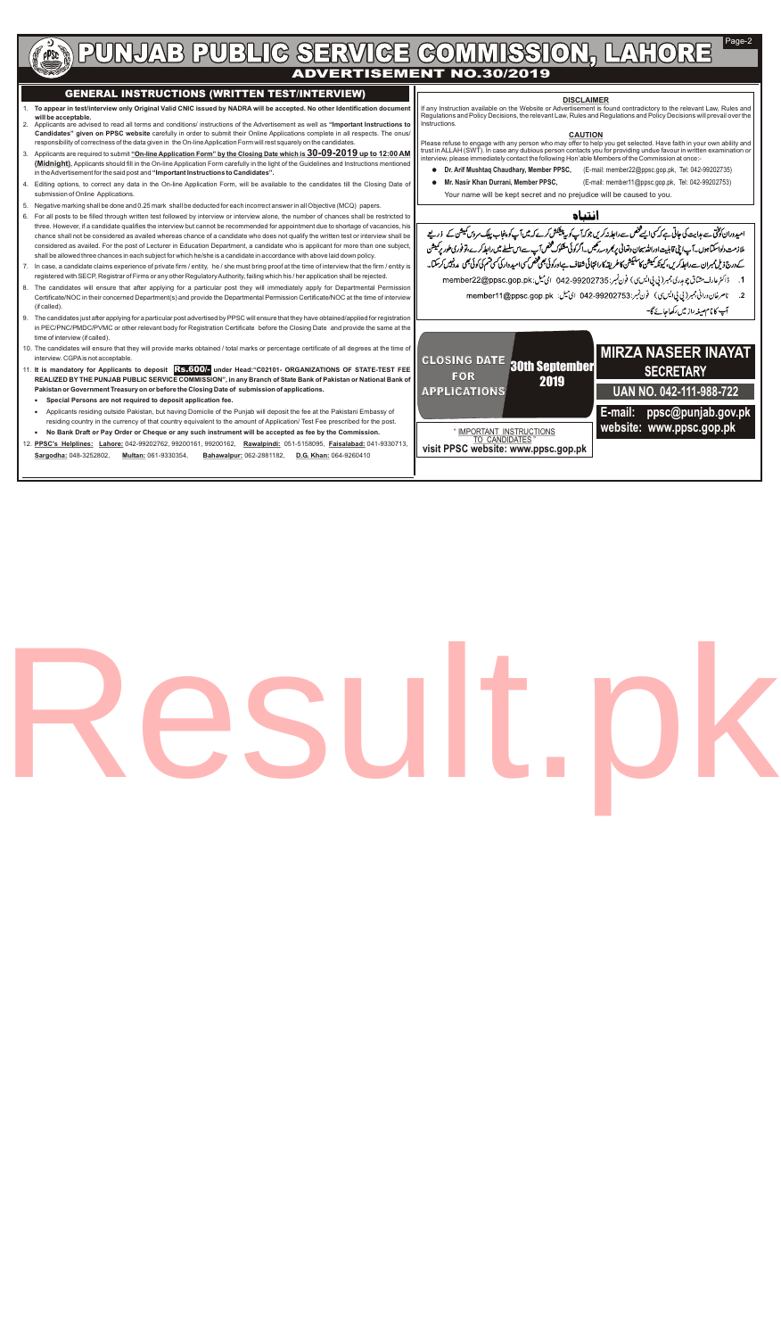# PUNJAB PUBLIC SERVICE COMMISSION, LAHORE

## ADVERTISEMENT NO.30/2019

### GENERAL INSTRUCTIONS (WRITTEN TEST/INTERVIEW)

1. **To appear in test/interview only Original Valid CNIC issued by NADRA will be accepted. No other Identification document will be acceptable.**
2. Applicants are advised to read all terms and conditions/ instructions of the Advertisement as well as **"Important Instructions to Candidates" given on PPSC website** carefully in order to submit their Online Applications complete in all respects. The onus/ responsibility of correctness of the data given in the On-line Application Form will rest squarely on the candidates.
3. Applicants are required to submit **"On-line Application Form" by the Closing Date which is 30-09-2019 up to 12:00 AM (Midnight).** Applicants should fill in the On-line Application Form carefully in the light of the Guidelines and Instructions mentioned in the Advertisement for the said post and **"Important Instructions to Candidates".**
4. Editing options, to correct any data in the On-line Application Form, will be available to the candidates till the Closing Date of submission of Online Applications.
5. Negative marking shall be done and 0.25 mark shall be deducted for each incorrect answer in all Objective (MCQ) papers.
6. For all posts to be filled through written test followed by interview or interview alone, the number of chances shall be restricted to three. However, if a candidate qualifies the interview but cannot be recommended for appointment due to shortage of vacancies, his chance shall not be considered as availed whereas chance of a candidate who does not qualify the written test or interview shall be considered as availed. For the post of Lecturer in Education Department, a candidate who is applicant for more than one subject, shall be allowed three chances in each subject for which he/she is a candidate in accordance with above laid down policy.
7. In case, a candidate claims experience of private firm / entity, he / she must bring proof at the time of interview that the firm / entity is registered with SECP, Registrar of Firms or any other Regulatory Authority, failing which his / her application shall be rejected.
8. The candidates will ensure that after applying for a particular post they will immediately apply for Departmental Permission Certificate/NOC in their concerned Department(s) and provide the Departmental Permission Certificate/NOC at the time of interview (if called).
9. The candidates just after applying for a particular post advertised by PPSC will ensure that they have obtained/applied for registration in PEC/PNC/PMDC/PVMC or other relevant body for Registration Certificate before the Closing Date and provide the same at the time of interview (if called).
10. The candidates will ensure that they will provide marks obtained / total marks or percentage certificate of all degrees at the time of interview. CGPA is not acceptable.
11. **It is mandatory for Applicants to deposit Rs.600/- under Head:"C02101- ORGANIZATIONS OF STATE-TEST FEE REALIZED BY THE PUNJAB PUBLIC SERVICE COMMISSION", in any Branch of State Bank of Pakistan or National Bank of Pakistan or Government Treasury on or before the Closing Date of submission of applications.**
    - **Special Persons are not required to deposit application fee.**
    - Applicants residing outside Pakistan, but having Domicile of the Punjab will deposit the fee at the Pakistani Embassy of residing country in the currency of that country equivalent to the amount of Application/ Test Fee prescribed for the post.
    - **No Bank Draft or Pay Order or Cheque or any such instrument will be accepted as fee by the Commission.**
12. **PPSC's Helplines:** **Lahore:** 042-99202762, 99200161, 99200162, **Rawalpindi:** 051-5158095, **Faisalabad:** 041-9330713, **Sargodha:** 048-3252802, **Multan:** 061-9330354, **Bahawalpur:** 062-2881182, **D.G. Khan:** 064-9260410

### DISCLAIMER

If any Instruction available on the Website or Advertisement is found contradictory to the relevant Law, Rules and Regulations and Policy Decisions, the relevant Law, Rules and Regulations and Policy Decisions will prevail over the Instructions.

### CAUTION

Please refuse to engage with any person who may offer to help you get selected. Have faith in your own ability and trust in ALLAH (SWT). In case any dubious person contacts you for providing undue favour in written examination or interview, please immediately contact the following Hon'able Members of the Commission at once:-

- **Dr. Arif Mushtaq Chaudhary, Member PPSC,** (E-mail: member22@ppsc.gop.pk, Tel: 042-99202735)
- **Mr. Nasir Khan Durrani, Member PPSC,** (E-mail: member11@ppsc.gop.pk, Tel: 042-99202753)

Your name will be kept secret and no prejudice will be caused to you.

### انتباہ

امیدواران کو تنبیہ سے ہدایت کی جاتی ہے کہ کسی ایسے شخص سے رابطہ نہ کریں جو کہ آپ کو پیشکش کرے کہ میں آپ کو پنجاب پبلک سروس کمیشن کے ذریعے ملازمت دلوا سکتا ہوں۔ آپ اپنی قابلیت اور اللہ سبحان وتعالیٰ پر بھروسہ رکھیں۔ اگر کوئی مشکوک شخص آپ سے اس سلسلے میں رابطہ کرے، تو فوری طور پر کمیشن کے درج ذیل ممبران سے رابطہ کریں، کیونکہ کمیشن کا سلیکشن کا طریقہ کار انتہائی شفاف ہے اور کوئی بھی شخص کسی امیدوار کی کسی قسم کی کوئی بھی مدد نہیں کرسکتا۔

1. ڈاکٹر عارف مشتاق چوہدری، ممبر (پی پی ایس سی) فون نمبر: 042-99202735 ای میل: member22@ppsc.gop.pk
2. ناصر خان درانی، ممبر (پی پی ایس سی) فون نمبر: 042-99202753 ای میل: member11@ppsc.gop.pk

آپ کا نام صیغہ راز میں رکھا جائے گا۔

**CLOSING DATE FOR APPLICATIONS: 30th September 2019**

" IMPORTANT INSTRUCTIONS TO CANDIDATES "
**visit PPSC website: www.ppsc.gop.pk**

**MIRZA NASEER INAYAT**
**SECRETARY**

**UAN NO. 042-111-988-722**

**E-mail: ppsc@punjab.gov.pk**
**website: www.ppsc.gop.pk**